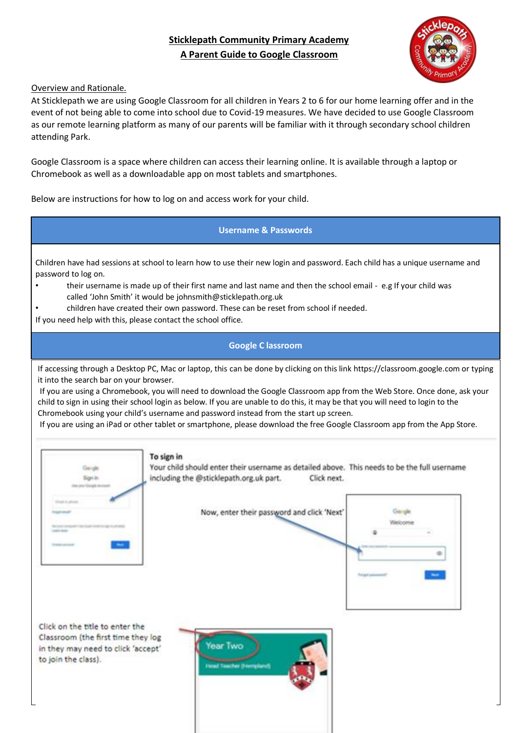# Sticklepath Community Primary Academy
## A Parent Guide to Google Classroom

Overview and Rationale.

At Sticklepath we are using Google Classroom for all children in Years 2 to 6 for our home learning offer and in the event of not being able to come into school due to Covid-19 measures. We have decided to use Google Classroom as our remote learning platform as many of our parents will be familiar with it through secondary school children attending Park.

Google Classroom is a space where children can access their learning online. It is available through a laptop or Chromebook as well as a downloadable app on most tablets and smartphones.

Below are instructions for how to log on and access work for your child.

### Username & Passwords

Children have had sessions at school to learn how to use their new login and password. Each child has a unique username and password to log on.

- their username is made up of their first name and last name and then the school email - e.g If your child was called 'John Smith' it would be johnsmith@sticklepath.org.uk
- children have created their own password. These can be reset from school if needed.

If you need help with this, please contact the school office.

### Google Classroom

If accessing through a Desktop PC, Mac or laptop, this can be done by clicking on this link https://classroom.google.com or typing it into the search bar on your browser.

If you are using a Chromebook, you will need to download the Google Classroom app from the Web Store. Once done, ask your child to sign in using their school login as below. If you are unable to do this, it may be that you will need to login to the Chromebook using your child's username and password instead from the start up screen.

If you are using an iPad or other tablet or smartphone, please download the free Google Classroom app from the App Store.

**To sign in**

Your child should enter their username as detailed above. This needs to be the full username including the @sticklepath.org.uk part. Click next.

Now, enter their password and click 'Next'

Click on the title to enter the Classroom (the first time they log in they may need to click 'accept' to join the class).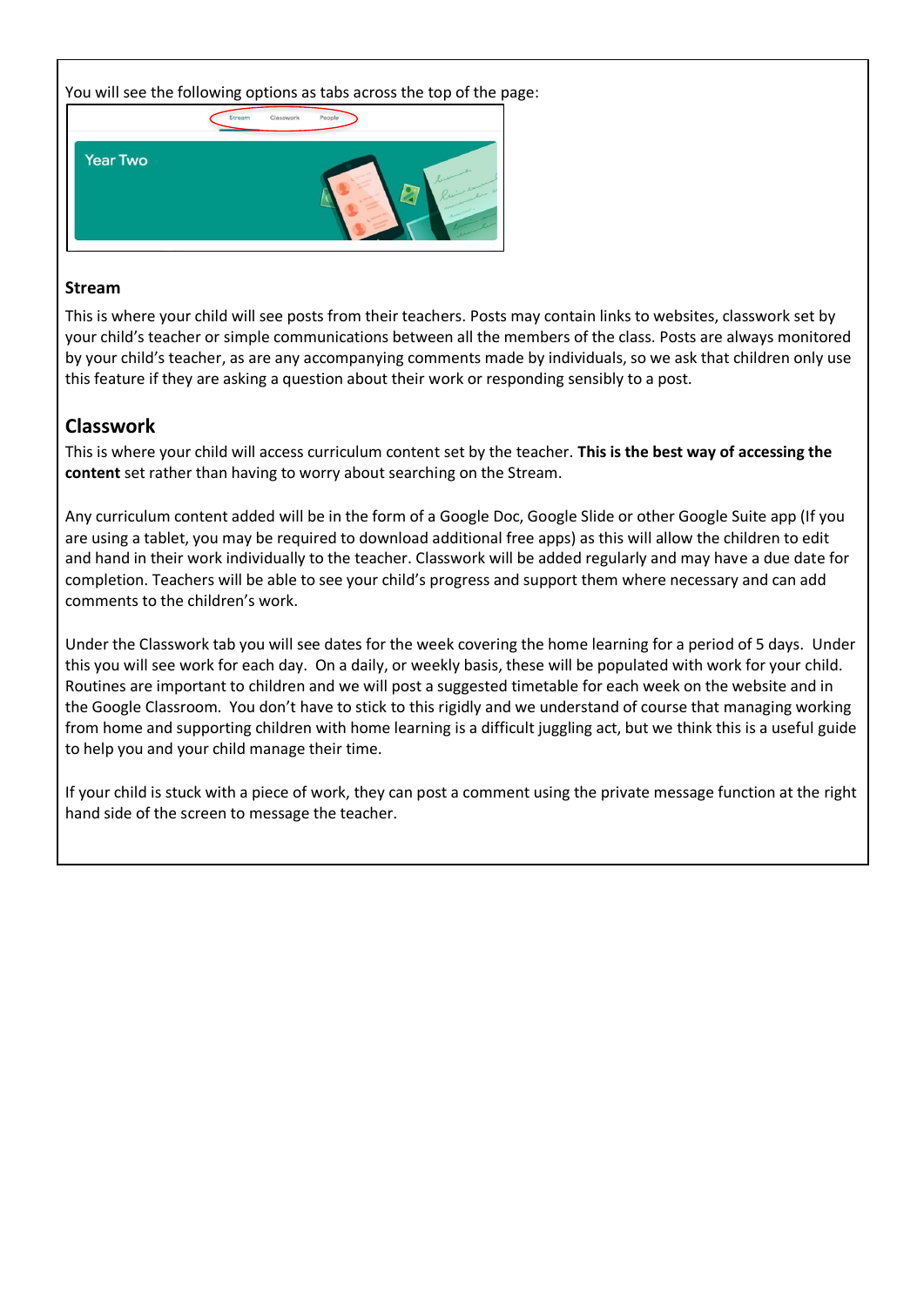You will see the following options as tabs across the top of the page:

### Stream

This is where your child will see posts from their teachers. Posts may contain links to websites, classwork set by your child's teacher or simple communications between all the members of the class. Posts are always monitored by your child's teacher, as are any accompanying comments made by individuals, so we ask that children only use this feature if they are asking a question about their work or responding sensibly to a post.

## Classwork

This is where your child will access curriculum content set by the teacher. **This is the best way of accessing the content** set rather than having to worry about searching on the Stream.

Any curriculum content added will be in the form of a Google Doc, Google Slide or other Google Suite app (If you are using a tablet, you may be required to download additional free apps) as this will allow the children to edit and hand in their work individually to the teacher. Classwork will be added regularly and may have a due date for completion. Teachers will be able to see your child's progress and support them where necessary and can add comments to the children's work.

Under the Classwork tab you will see dates for the week covering the home learning for a period of 5 days. Under this you will see work for each day. On a daily, or weekly basis, these will be populated with work for your child. Routines are important to children and we will post a suggested timetable for each week on the website and in the Google Classroom. You don't have to stick to this rigidly and we understand of course that managing working from home and supporting children with home learning is a difficult juggling act, but we think this is a useful guide to help you and your child manage their time.

If your child is stuck with a piece of work, they can post a comment using the private message function at the right hand side of the screen to message the teacher.